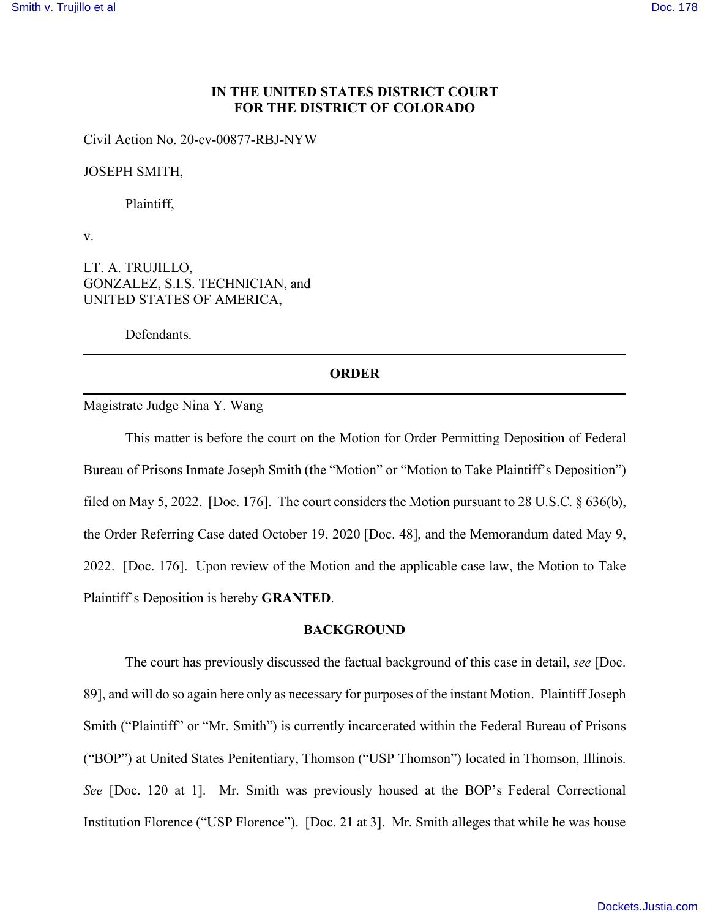IN THE UNITED STATES DISTRICT COURT
FOR THE DISTRICT OF COLORADO

Civil Action No. 20-cv-00877-RBJ-NYW

JOSEPH SMITH,

Plaintiff,

v.

LT. A. TRUJILLO,
GONZALEZ, S.I.S. TECHNICIAN, and
UNITED STATES OF AMERICA,

Defendants.

---

**ORDER**

---

Magistrate Judge Nina Y. Wang

This matter is before the court on the Motion for Order Permitting Deposition of Federal Bureau of Prisons Inmate Joseph Smith (the "Motion" or "Motion to Take Plaintiff's Deposition") filed on May 5, 2022. [Doc. 176]. The court considers the Motion pursuant to 28 U.S.C. § 636(b), the Order Referring Case dated October 19, 2020 [Doc. 48], and the Memorandum dated May 9, 2022. [Doc. 176]. Upon review of the Motion and the applicable case law, the Motion to Take Plaintiff's Deposition is hereby **GRANTED**.

**BACKGROUND**

The court has previously discussed the factual background of this case in detail, *see* [Doc. 89], and will do so again here only as necessary for purposes of the instant Motion. Plaintiff Joseph Smith ("Plaintiff" or "Mr. Smith") is currently incarcerated within the Federal Bureau of Prisons ("BOP") at United States Penitentiary, Thomson ("USP Thomson") located in Thomson, Illinois. *See* [Doc. 120 at 1]. Mr. Smith was previously housed at the BOP's Federal Correctional Institution Florence ("USP Florence"). [Doc. 21 at 3]. Mr. Smith alleges that while he was house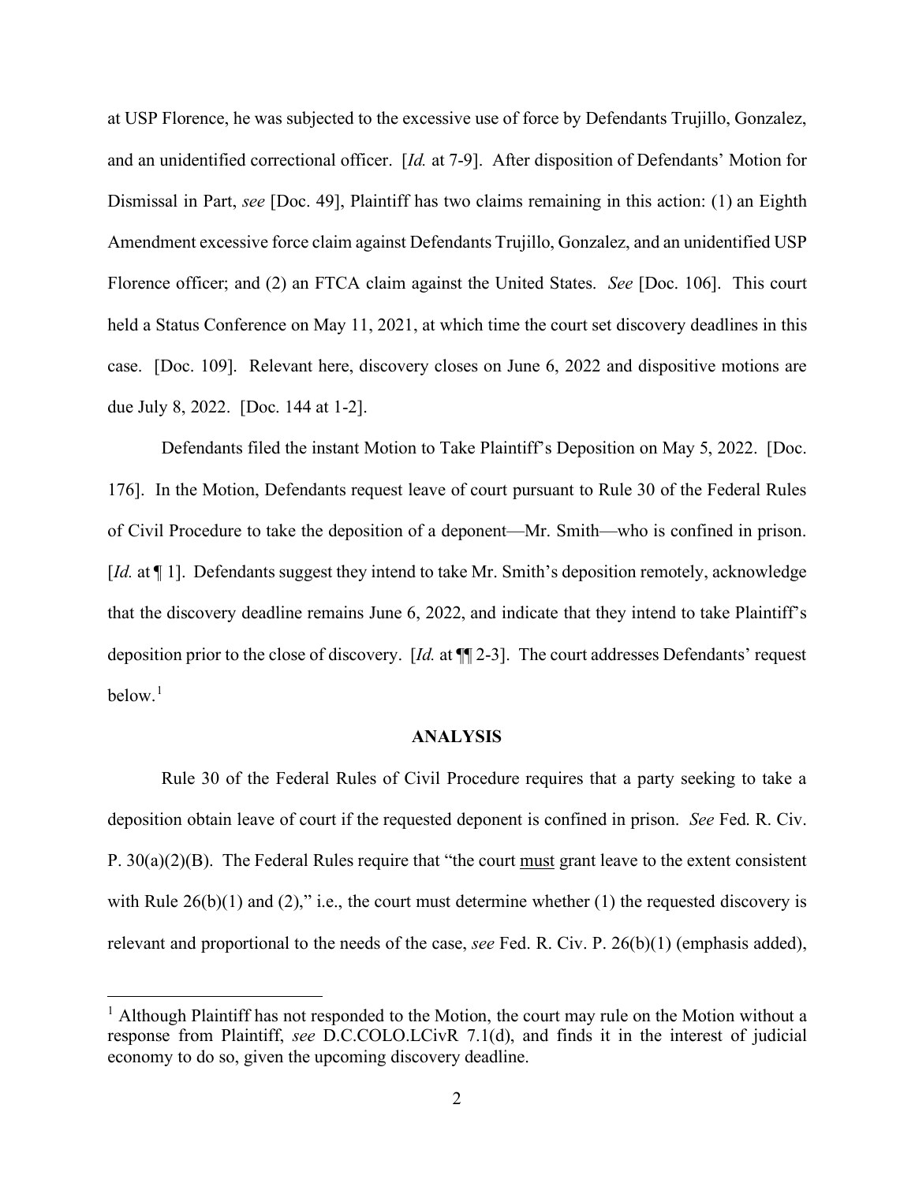at USP Florence, he was subjected to the excessive use of force by Defendants Trujillo, Gonzalez, and an unidentified correctional officer. [*Id.* at 7-9]. After disposition of Defendants' Motion for Dismissal in Part, *see* [Doc. 49], Plaintiff has two claims remaining in this action: (1) an Eighth Amendment excessive force claim against Defendants Trujillo, Gonzalez, and an unidentified USP Florence officer; and (2) an FTCA claim against the United States. *See* [Doc. 106]. This court held a Status Conference on May 11, 2021, at which time the court set discovery deadlines in this case. [Doc. 109]. Relevant here, discovery closes on June 6, 2022 and dispositive motions are due July 8, 2022. [Doc. 144 at 1-2].

Defendants filed the instant Motion to Take Plaintiff's Deposition on May 5, 2022. [Doc. 176]. In the Motion, Defendants request leave of court pursuant to Rule 30 of the Federal Rules of Civil Procedure to take the deposition of a deponent—Mr. Smith—who is confined in prison. [*Id.* at ¶ 1]. Defendants suggest they intend to take Mr. Smith's deposition remotely, acknowledge that the discovery deadline remains June 6, 2022, and indicate that they intend to take Plaintiff's deposition prior to the close of discovery. [*Id.* at ¶¶ 2-3]. The court addresses Defendants' request below.[1]

## ANALYSIS

Rule 30 of the Federal Rules of Civil Procedure requires that a party seeking to take a deposition obtain leave of court if the requested deponent is confined in prison. *See* Fed. R. Civ. P. 30(a)(2)(B). The Federal Rules require that "the court <u>must</u> grant leave to the extent consistent with Rule 26(b)(1) and (2)," i.e., the court must determine whether (1) the requested discovery is relevant and proportional to the needs of the case, *see* Fed. R. Civ. P. 26(b)(1) (emphasis added),

---

[1] Although Plaintiff has not responded to the Motion, the court may rule on the Motion without a response from Plaintiff, *see* D.C.COLO.LCivR 7.1(d), and finds it in the interest of judicial economy to do so, given the upcoming discovery deadline.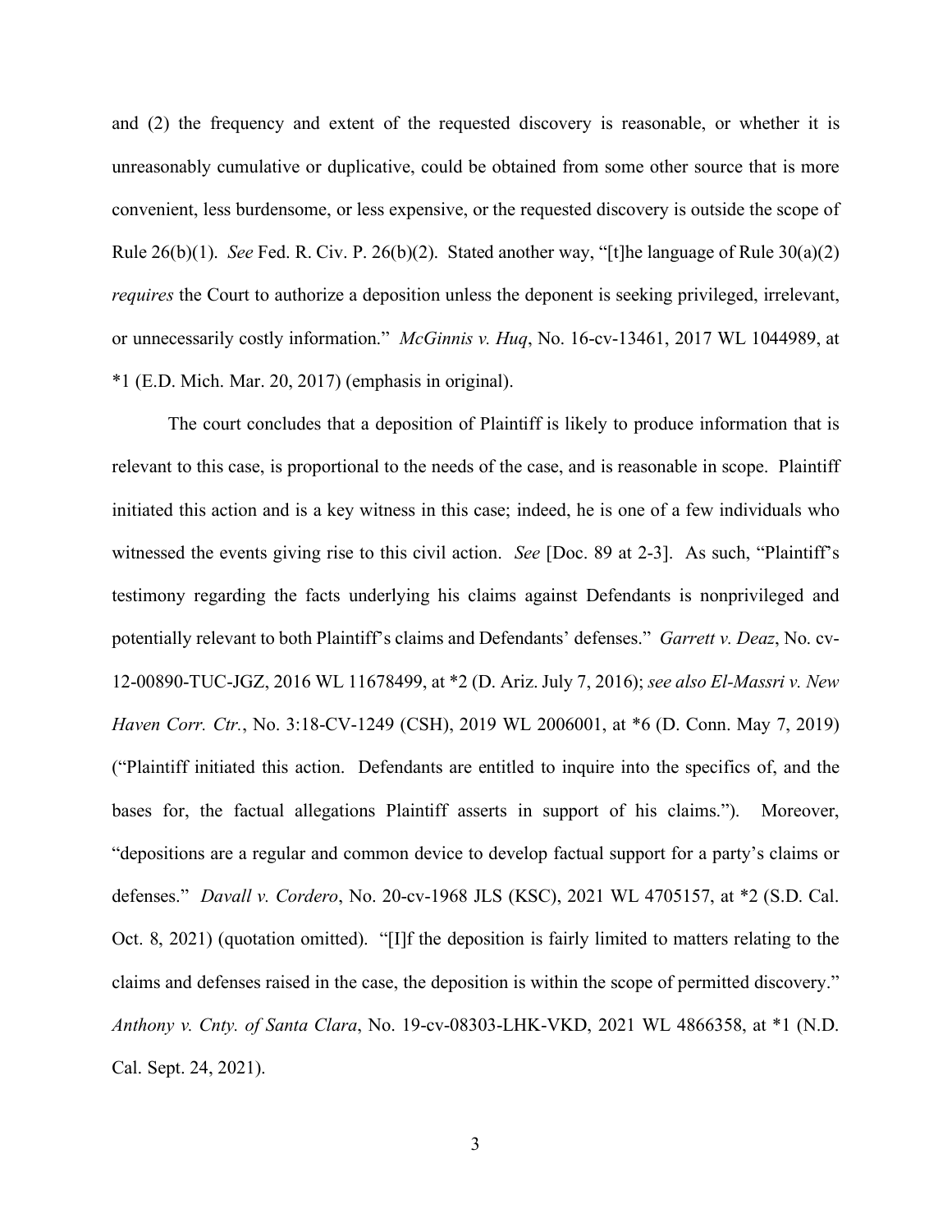and (2) the frequency and extent of the requested discovery is reasonable, or whether it is unreasonably cumulative or duplicative, could be obtained from some other source that is more convenient, less burdensome, or less expensive, or the requested discovery is outside the scope of Rule 26(b)(1). *See* Fed. R. Civ. P. 26(b)(2). Stated another way, "[t]he language of Rule 30(a)(2) *requires* the Court to authorize a deposition unless the deponent is seeking privileged, irrelevant, or unnecessarily costly information." *McGinnis v. Huq*, No. 16-cv-13461, 2017 WL 1044989, at *1 (E.D. Mich. Mar. 20, 2017) (emphasis in original).

The court concludes that a deposition of Plaintiff is likely to produce information that is relevant to this case, is proportional to the needs of the case, and is reasonable in scope. Plaintiff initiated this action and is a key witness in this case; indeed, he is one of a few individuals who witnessed the events giving rise to this civil action. *See* [Doc. 89 at 2-3]. As such, "Plaintiff's testimony regarding the facts underlying his claims against Defendants is nonprivileged and potentially relevant to both Plaintiff's claims and Defendants' defenses." *Garrett v. Deaz*, No. cv-12-00890-TUC-JGZ, 2016 WL 11678499, at *2 (D. Ariz. July 7, 2016); *see also El-Massri v. New Haven Corr. Ctr.*, No. 3:18-CV-1249 (CSH), 2019 WL 2006001, at *6 (D. Conn. May 7, 2019) ("Plaintiff initiated this action. Defendants are entitled to inquire into the specifics of, and the bases for, the factual allegations Plaintiff asserts in support of his claims."). Moreover, "depositions are a regular and common device to develop factual support for a party's claims or defenses." *Davall v. Cordero*, No. 20-cv-1968 JLS (KSC), 2021 WL 4705157, at *2 (S.D. Cal. Oct. 8, 2021) (quotation omitted). "[I]f the deposition is fairly limited to matters relating to the claims and defenses raised in the case, the deposition is within the scope of permitted discovery." *Anthony v. Cnty. of Santa Clara*, No. 19-cv-08303-LHK-VKD, 2021 WL 4866358, at *1 (N.D. Cal. Sept. 24, 2021).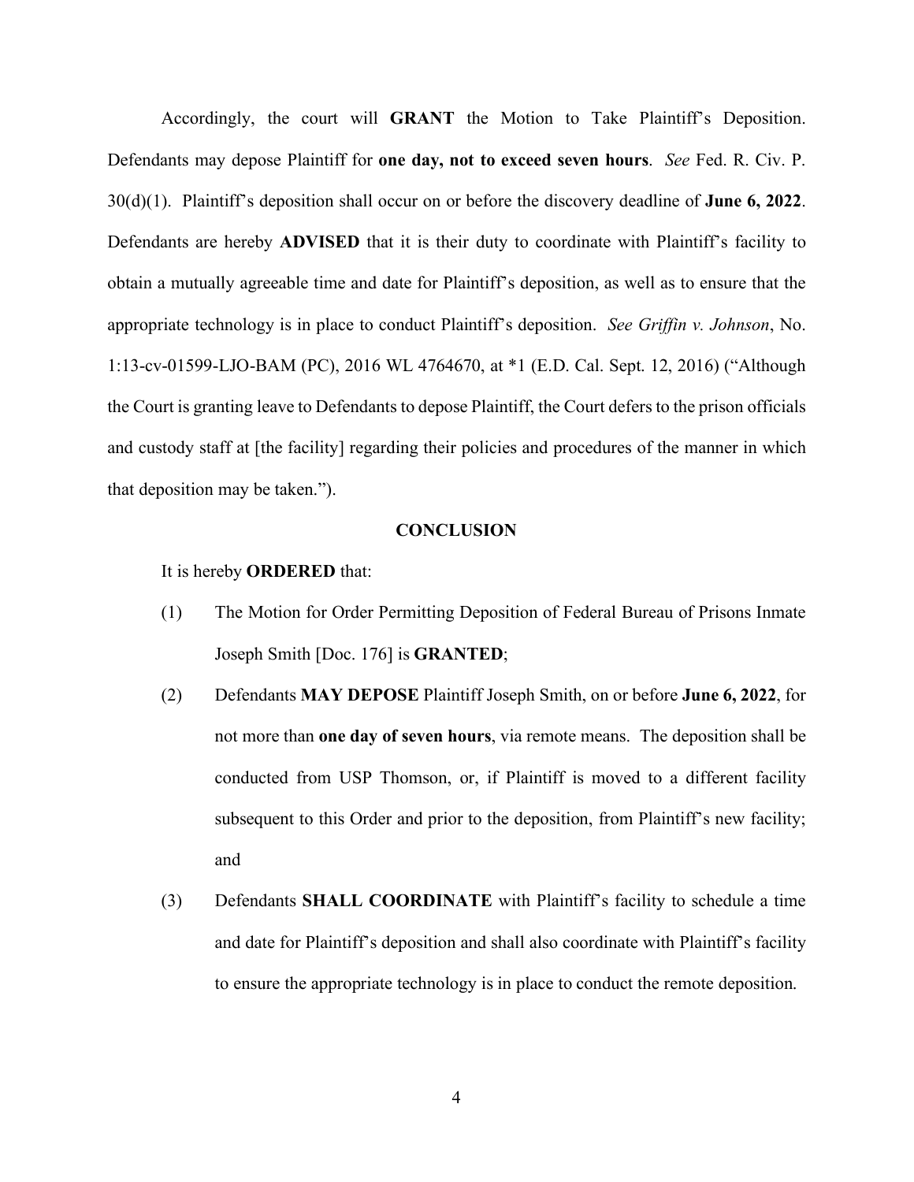Accordingly, the court will **GRANT** the Motion to Take Plaintiff's Deposition. Defendants may depose Plaintiff for **one day, not to exceed seven hours**. *See* Fed. R. Civ. P. 30(d)(1). Plaintiff's deposition shall occur on or before the discovery deadline of **June 6, 2022**. Defendants are hereby **ADVISED** that it is their duty to coordinate with Plaintiff's facility to obtain a mutually agreeable time and date for Plaintiff's deposition, as well as to ensure that the appropriate technology is in place to conduct Plaintiff's deposition. *See Griffin v. Johnson*, No. 1:13-cv-01599-LJO-BAM (PC), 2016 WL 4764670, at *1 (E.D. Cal. Sept. 12, 2016) ("Although the Court is granting leave to Defendants to depose Plaintiff, the Court defers to the prison officials and custody staff at [the facility] regarding their policies and procedures of the manner in which that deposition may be taken.").

## CONCLUSION

It is hereby **ORDERED** that:

(1) The Motion for Order Permitting Deposition of Federal Bureau of Prisons Inmate Joseph Smith [Doc. 176] is **GRANTED**;

(2) Defendants **MAY DEPOSE** Plaintiff Joseph Smith, on or before **June 6, 2022**, for not more than **one day of seven hours**, via remote means. The deposition shall be conducted from USP Thomson, or, if Plaintiff is moved to a different facility subsequent to this Order and prior to the deposition, from Plaintiff's new facility; and

(3) Defendants **SHALL COORDINATE** with Plaintiff's facility to schedule a time and date for Plaintiff's deposition and shall also coordinate with Plaintiff's facility to ensure the appropriate technology is in place to conduct the remote deposition.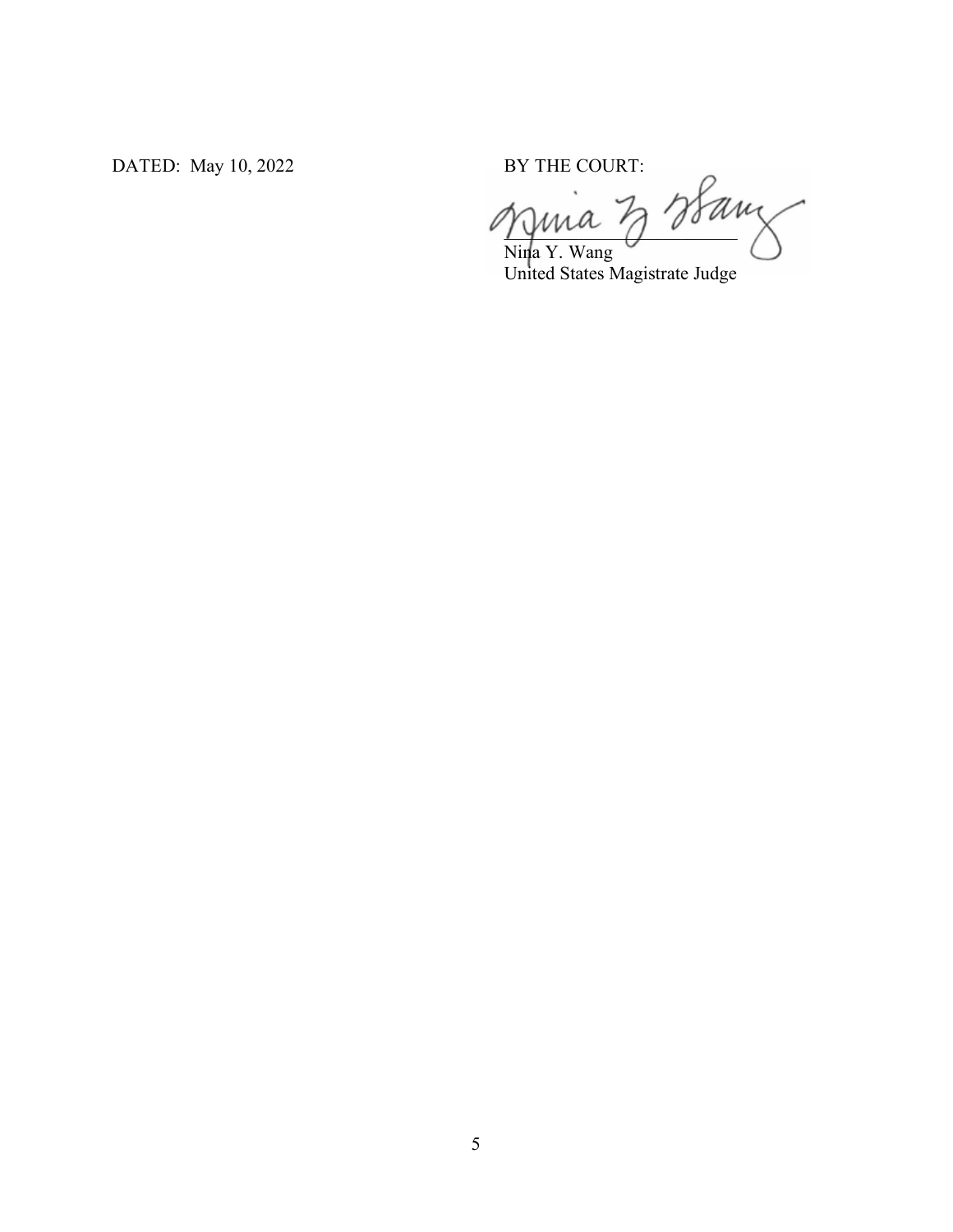DATED: May 10, 2022

BY THE COURT:

Nina Y. Wang
United States Magistrate Judge